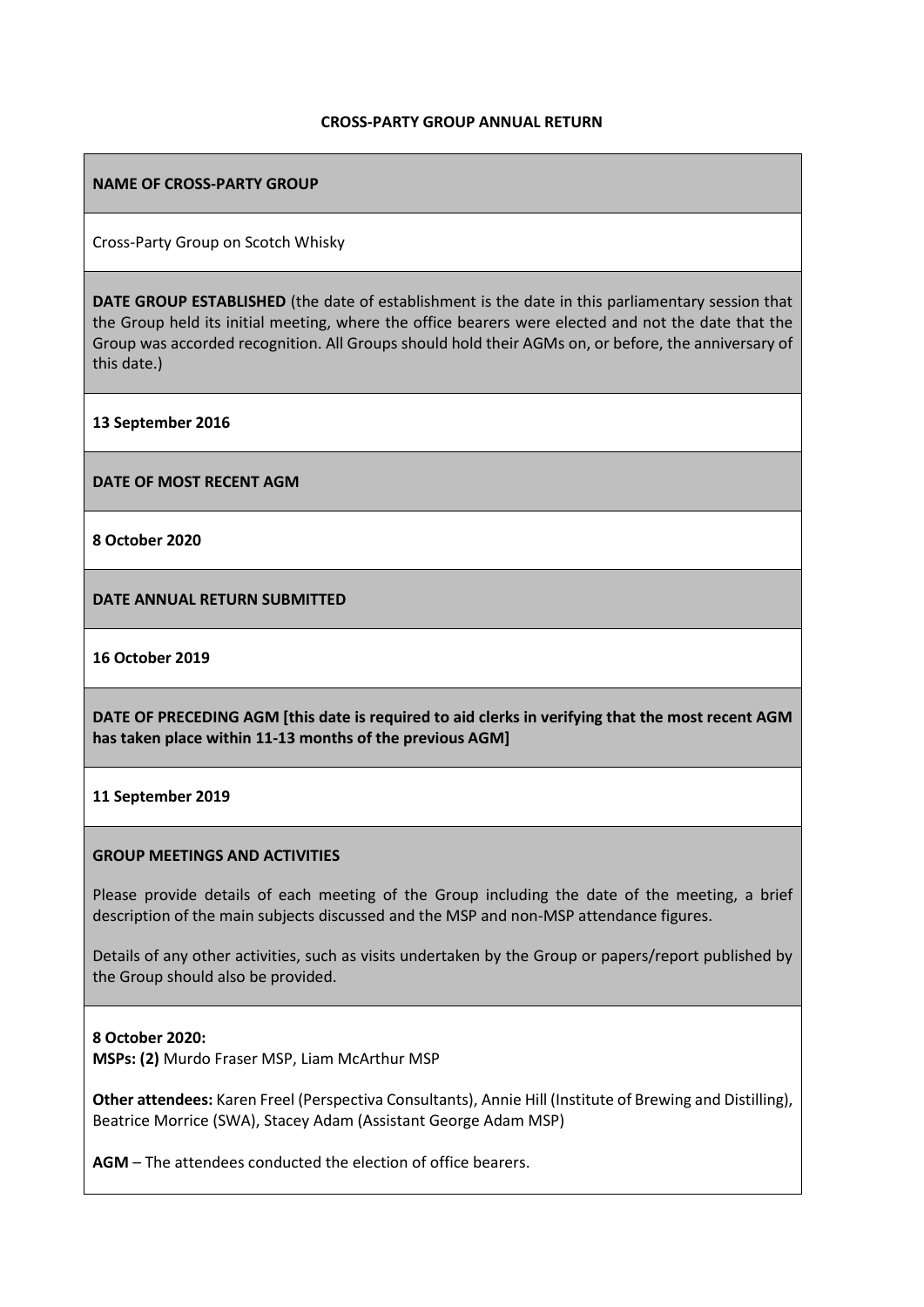**CROSS-PARTY GROUP ANNUAL RETURN**

**NAME OF CROSS-PARTY GROUP**

Cross-Party Group on Scotch Whisky

**DATE GROUP ESTABLISHED** (the date of establishment is the date in this parliamentary session that the Group held its initial meeting, where the office bearers were elected and not the date that the Group was accorded recognition. All Groups should hold their AGMs on, or before, the anniversary of this date.)

**13 September 2016**

**DATE OF MOST RECENT AGM**

**8 October 2020**

**DATE ANNUAL RETURN SUBMITTED**

**16 October 2019**

**DATE OF PRECEDING AGM [this date is required to aid clerks in verifying that the most recent AGM has taken place within 11-13 months of the previous AGM]**

**11 September 2019**

**GROUP MEETINGS AND ACTIVITIES**

Please provide details of each meeting of the Group including the date of the meeting, a brief description of the main subjects discussed and the MSP and non-MSP attendance figures.

Details of any other activities, such as visits undertaken by the Group or papers/report published by the Group should also be provided.

**8 October 2020:**
**MSPs: (2)** Murdo Fraser MSP, Liam McArthur MSP

**Other attendees:** Karen Freel (Perspectiva Consultants), Annie Hill (Institute of Brewing and Distilling), Beatrice Morrice (SWA), Stacey Adam (Assistant George Adam MSP)

**AGM** – The attendees conducted the election of office bearers.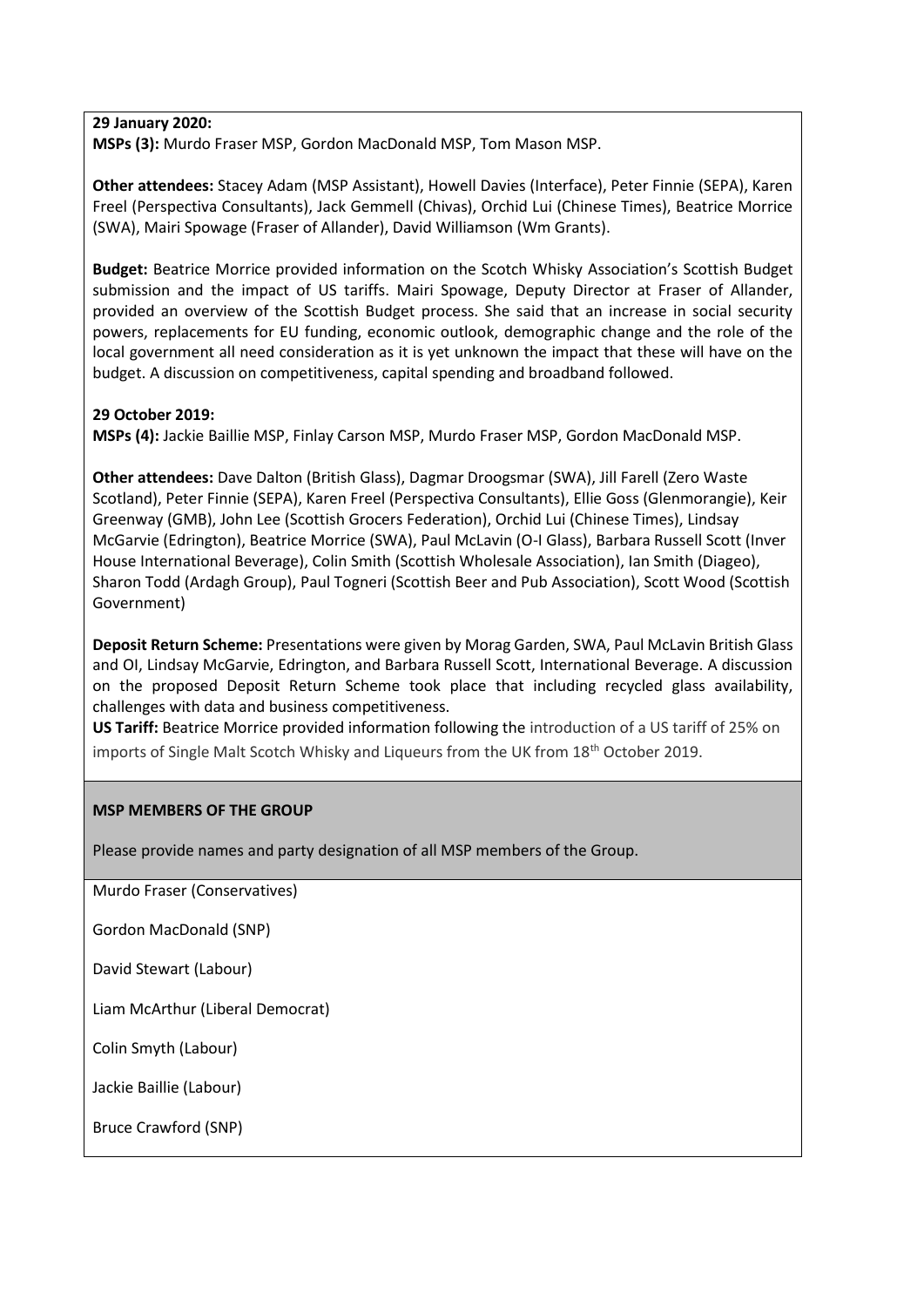**29 January 2020:**
**MSPs (3):** Murdo Fraser MSP, Gordon MacDonald MSP, Tom Mason MSP.

**Other attendees:** Stacey Adam (MSP Assistant), Howell Davies (Interface), Peter Finnie (SEPA), Karen Freel (Perspectiva Consultants), Jack Gemmell (Chivas), Orchid Lui (Chinese Times), Beatrice Morrice (SWA), Mairi Spowage (Fraser of Allander), David Williamson (Wm Grants).

**Budget:** Beatrice Morrice provided information on the Scotch Whisky Association's Scottish Budget submission and the impact of US tariffs. Mairi Spowage, Deputy Director at Fraser of Allander, provided an overview of the Scottish Budget process. She said that an increase in social security powers, replacements for EU funding, economic outlook, demographic change and the role of the local government all need consideration as it is yet unknown the impact that these will have on the budget. A discussion on competitiveness, capital spending and broadband followed.

**29 October 2019:**
**MSPs (4):** Jackie Baillie MSP, Finlay Carson MSP, Murdo Fraser MSP, Gordon MacDonald MSP.

**Other attendees:** Dave Dalton (British Glass), Dagmar Droogsmar (SWA), Jill Farell (Zero Waste Scotland), Peter Finnie (SEPA), Karen Freel (Perspectiva Consultants), Ellie Goss (Glenmorangie), Keir Greenway (GMB), John Lee (Scottish Grocers Federation), Orchid Lui (Chinese Times), Lindsay McGarvie (Edrington), Beatrice Morrice (SWA), Paul McLavin (O-I Glass), Barbara Russell Scott (Inver House International Beverage), Colin Smith (Scottish Wholesale Association), Ian Smith (Diageo), Sharon Todd (Ardagh Group), Paul Togneri (Scottish Beer and Pub Association), Scott Wood (Scottish Government)

**Deposit Return Scheme:** Presentations were given by Morag Garden, SWA, Paul McLavin British Glass and OI, Lindsay McGarvie, Edrington, and Barbara Russell Scott, International Beverage. A discussion on the proposed Deposit Return Scheme took place that including recycled glass availability, challenges with data and business competitiveness.
**US Tariff:** Beatrice Morrice provided information following the introduction of a US tariff of 25% on imports of Single Malt Scotch Whisky and Liqueurs from the UK from 18th October 2019.

**MSP MEMBERS OF THE GROUP**

Please provide names and party designation of all MSP members of the Group.

Murdo Fraser (Conservatives)

Gordon MacDonald (SNP)

David Stewart (Labour)

Liam McArthur (Liberal Democrat)

Colin Smyth (Labour)

Jackie Baillie (Labour)

Bruce Crawford (SNP)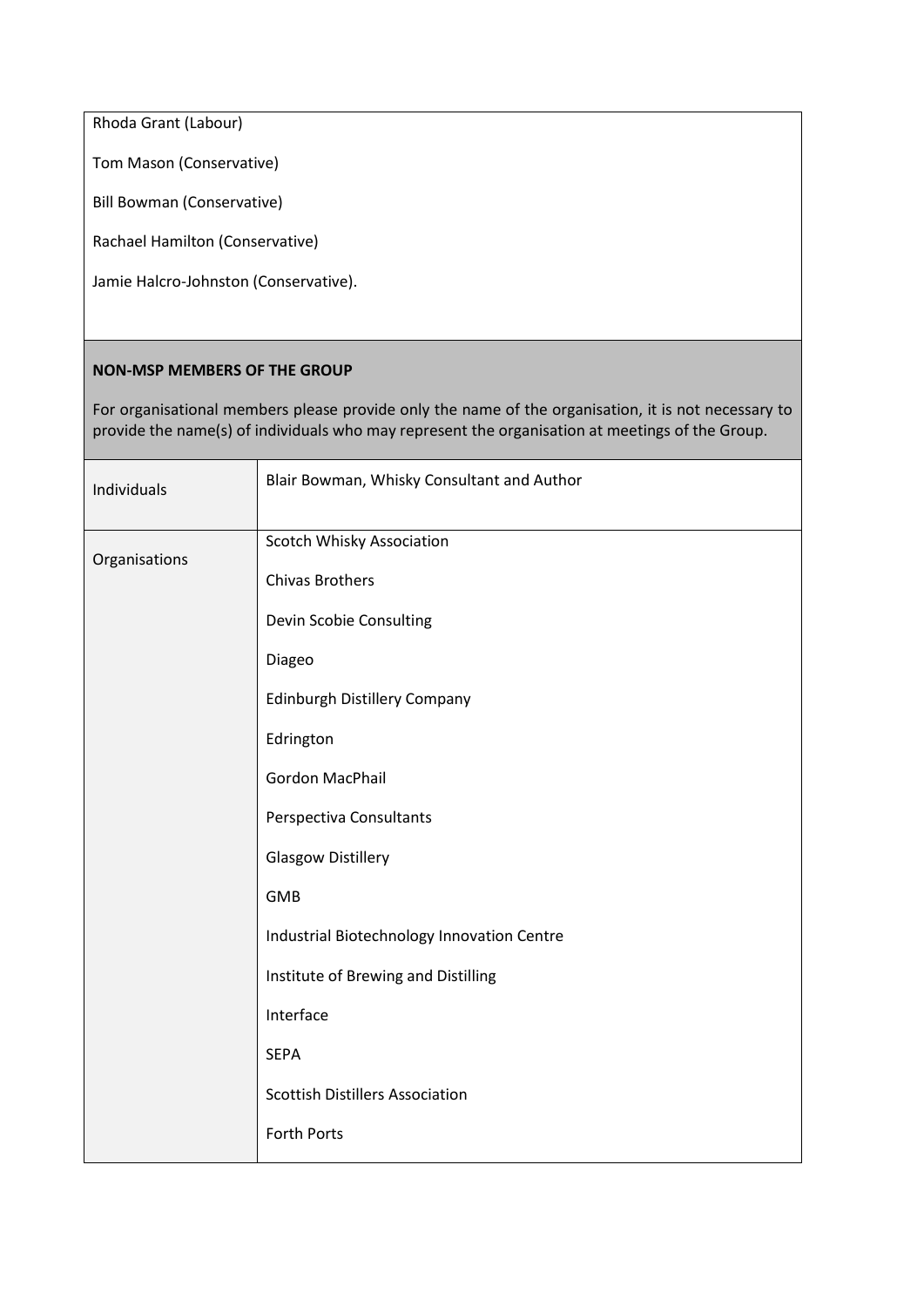Rhoda Grant (Labour)

Tom Mason (Conservative)

Bill Bowman (Conservative)

Rachael Hamilton (Conservative)

Jamie Halcro-Johnston (Conservative).

**NON-MSP MEMBERS OF THE GROUP**

For organisational members please provide only the name of the organisation, it is not necessary to provide the name(s) of individuals who may represent the organisation at meetings of the Group.

| | |
|---|---|
| Individuals | Blair Bowman, Whisky Consultant and Author |
| Organisations | Scotch Whisky Association<br><br>Chivas Brothers<br><br>Devin Scobie Consulting<br><br>Diageo<br><br>Edinburgh Distillery Company<br><br>Edrington<br><br>Gordon MacPhail<br><br>Perspectiva Consultants<br><br>Glasgow Distillery<br><br>GMB<br><br>Industrial Biotechnology Innovation Centre<br><br>Institute of Brewing and Distilling<br><br>Interface<br><br>SEPA<br><br>Scottish Distillers Association<br><br>Forth Ports |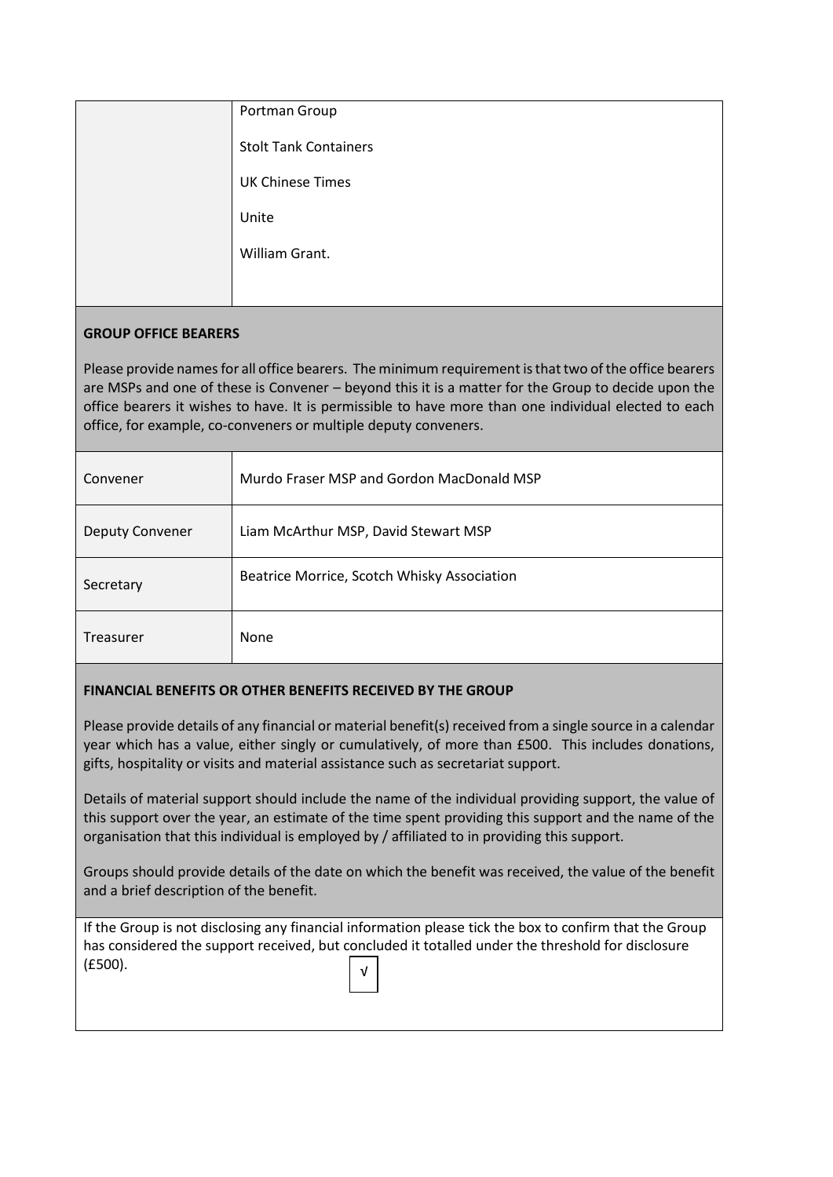| | |
|---|---|
| | Portman Group<br><br>Stolt Tank Containers<br><br>UK Chinese Times<br><br>Unite<br><br>William Grant. |

**GROUP OFFICE BEARERS**

Please provide names for all office bearers. The minimum requirement is that two of the office bearers are MSPs and one of these is Convener – beyond this it is a matter for the Group to decide upon the office bearers it wishes to have. It is permissible to have more than one individual elected to each office, for example, co-conveners or multiple deputy conveners.

| | |
|---|---|
| Convener | Murdo Fraser MSP and Gordon MacDonald MSP |
| Deputy Convener | Liam McArthur MSP, David Stewart MSP |
| Secretary | Beatrice Morrice, Scotch Whisky Association |
| Treasurer | None |

**FINANCIAL BENEFITS OR OTHER BENEFITS RECEIVED BY THE GROUP**

Please provide details of any financial or material benefit(s) received from a single source in a calendar year which has a value, either singly or cumulatively, of more than £500. This includes donations, gifts, hospitality or visits and material assistance such as secretariat support.

Details of material support should include the name of the individual providing support, the value of this support over the year, an estimate of the time spent providing this support and the name of the organisation that this individual is employed by / affiliated to in providing this support.

Groups should provide details of the date on which the benefit was received, the value of the benefit and a brief description of the benefit.

If the Group is not disclosing any financial information please tick the box to confirm that the Group has considered the support received, but concluded it totalled under the threshold for disclosure (£500).

√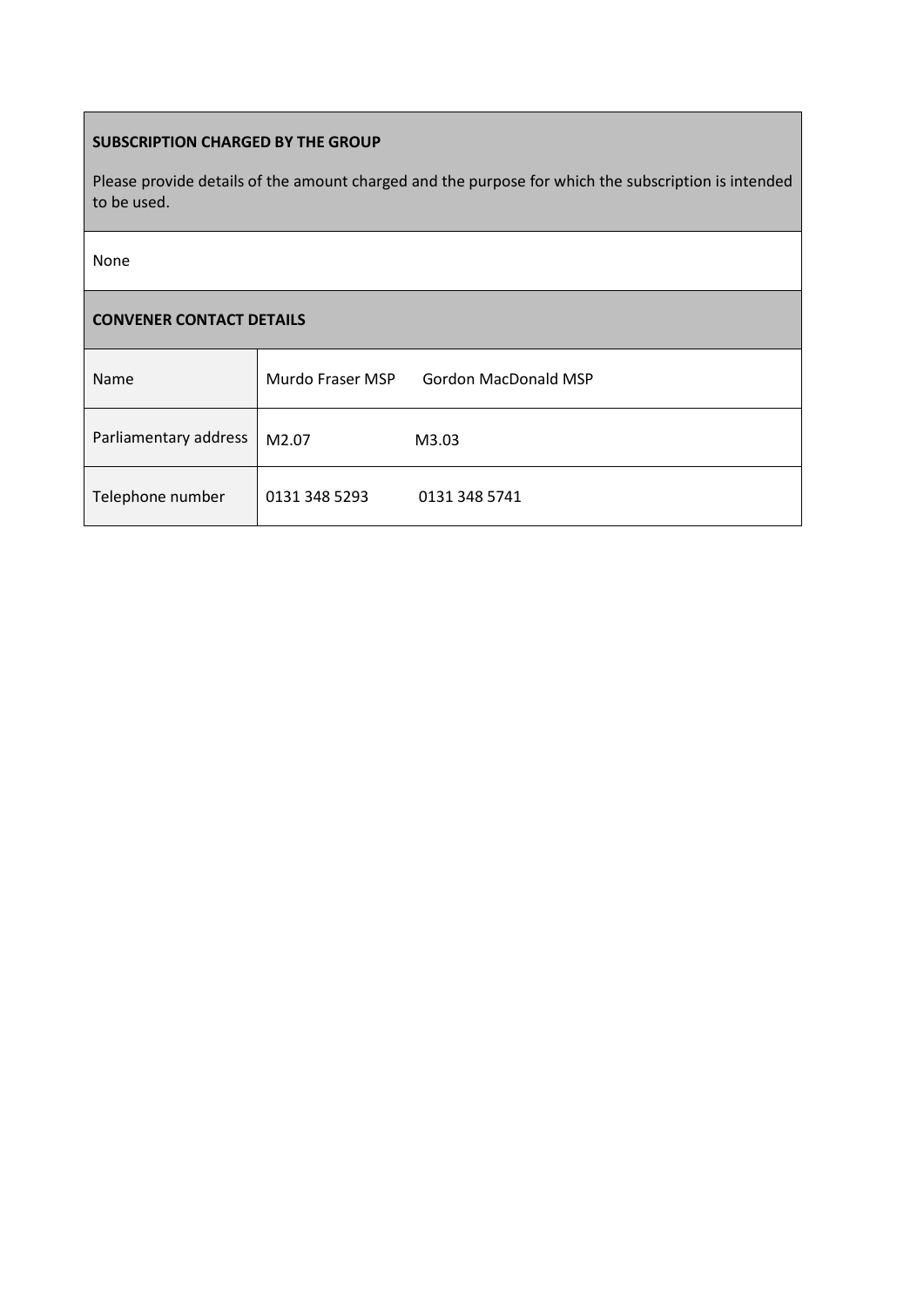| **SUBSCRIPTION CHARGED BY THE GROUP**<br><br>Please provide details of the amount charged and the purpose for which the subscription is intended to be used. | | |
|---|---|---|
| None | | |

| **CONVENER CONTACT DETAILS** | | |
|---|---|---|
| Name | Murdo Fraser MSP | Gordon MacDonald MSP |
| Parliamentary address | M2.07 | M3.03 |
| Telephone number | 0131 348 5293 | 0131 348 5741 |